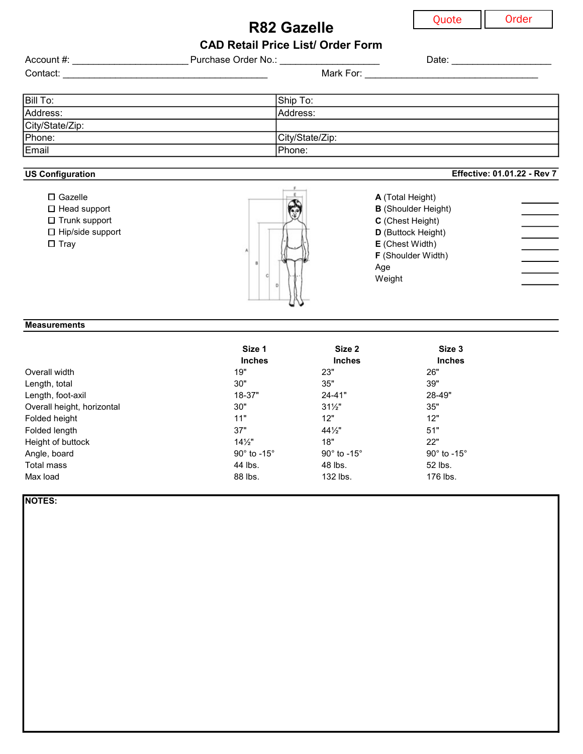Quote | Order

# R82 Gazelle

## CAD Retail Price List/ Order Form

Account #: ______________________ Purchase Order No.: ____________________ Date: ____________________

Contact: ________________________________________ Mark For: __________________________________

| Bill To: | Ship To: |
|---|---|
| Address: | Address: |
| City/State/Zip: | |
| Phone: | City/State/Zip: |
| Email | Phone: |

**US Configuration** **Effective: 01.01.22 - Rev 7**

- ☐ Gazelle
- ☐ Head support
- ☐ Trunk support
- ☐ Hip/side support
- ☐ Tray

**A** (Total Height) _______
**B** (Shoulder Height) _______
**C** (Chest Height) _______
**D** (Buttock Height) _______
**E** (Chest Width) _______
**F** (Shoulder Width) _______
Age _______
Weight _______

**Measurements**

| | Size 1 Inches | Size 2 Inches | Size 3 Inches |
|---|---|---|---|
| Overall width | 19" | 23" | 26" |
| Length, total | 30" | 35" | 39" |
| Length, foot-axil | 18-37" | 24-41" | 28-49" |
| Overall height, horizontal | 30" | 31½" | 35" |
| Folded height | 11" | 12" | 12" |
| Folded length | 37" | 44½" | 51" |
| Height of buttock | 14½" | 18" | 22" |
| Angle, board | 90° to -15° | 90° to -15° | 90° to -15° |
| Total mass | 44 lbs. | 48 lbs. | 52 lbs. |
| Max load | 88 lbs. | 132 lbs. | 176 lbs. |

**NOTES:**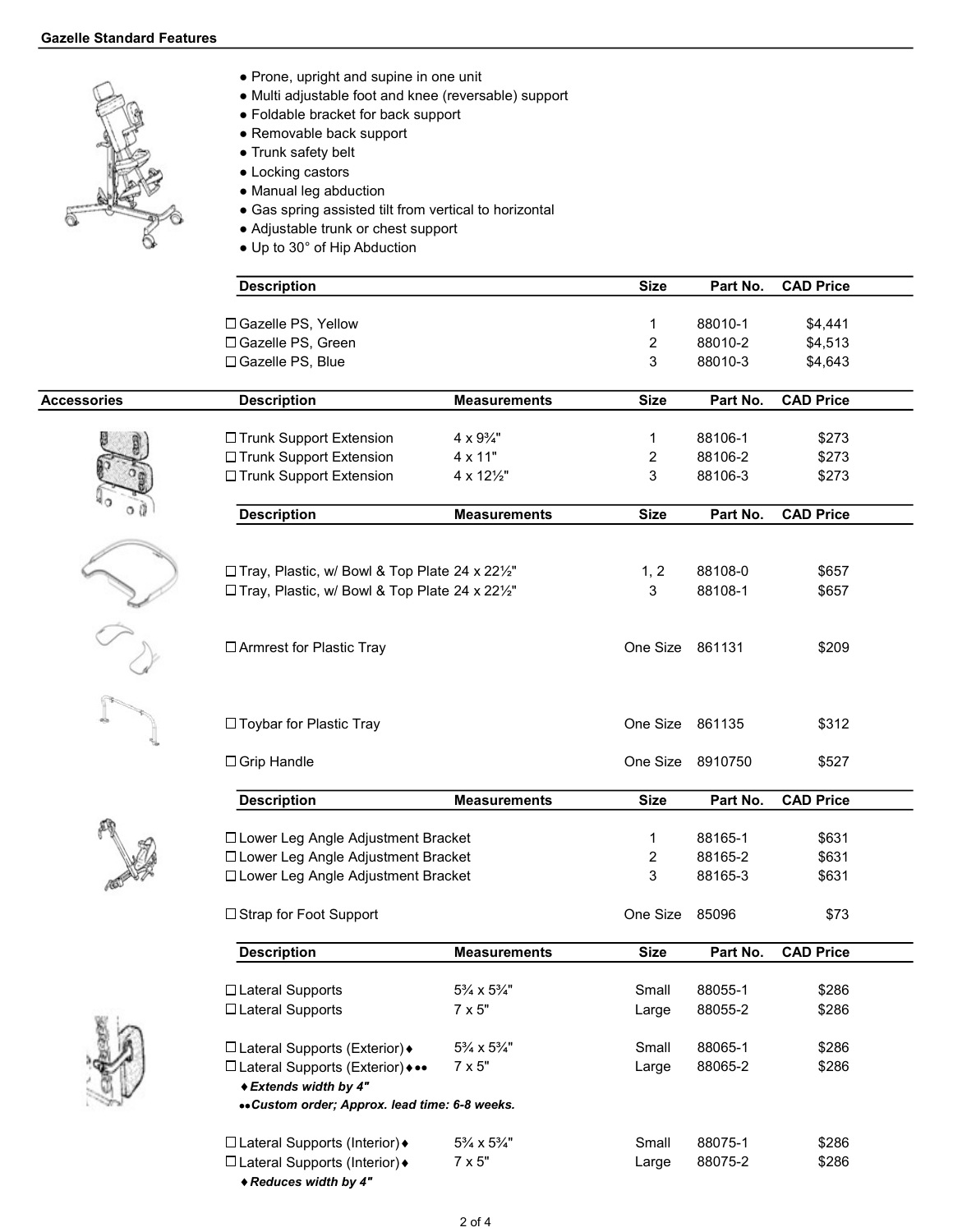**Gazelle Standard Features**

- Prone, upright and supine in one unit
- Multi adjustable foot and knee (reversable) support
- Foldable bracket for back support
- Removable back support
- Trunk safety belt
- Locking castors
- Manual leg abduction
- Gas spring assisted tilt from vertical to horizontal
- Adjustable trunk or chest support
- Up to 30° of Hip Abduction

| Description | Size | Part No. | CAD Price |
|---|---|---|---|
| ☐ Gazelle PS, Yellow | 1 | 88010-1 | $4,441 |
| ☐ Gazelle PS, Green | 2 | 88010-2 | $4,513 |
| ☐ Gazelle PS, Blue | 3 | 88010-3 | $4,643 |

**Accessories**

| Description | Measurements | Size | Part No. | CAD Price |
|---|---|---|---|---|
| ☐ Trunk Support Extension | 4 x 9¾" | 1 | 88106-1 | $273 |
| ☐ Trunk Support Extension | 4 x 11" | 2 | 88106-2 | $273 |
| ☐ Trunk Support Extension | 4 x 12½" | 3 | 88106-3 | $273 |

| Description | Measurements | Size | Part No. | CAD Price |
|---|---|---|---|---|
| ☐ Tray, Plastic, w/ Bowl & Top Plate | 24 x 22½" | 1, 2 | 88108-0 | $657 |
| ☐ Tray, Plastic, w/ Bowl & Top Plate | 24 x 22½" | 3 | 88108-1 | $657 |
| ☐ Armrest for Plastic Tray | | One Size | 861131 | $209 |
| ☐ Toybar for Plastic Tray | | One Size | 861135 | $312 |
| ☐ Grip Handle | | One Size | 8910750 | $527 |

| Description | Measurements | Size | Part No. | CAD Price |
|---|---|---|---|---|
| ☐ Lower Leg Angle Adjustment Bracket | | 1 | 88165-1 | $631 |
| ☐ Lower Leg Angle Adjustment Bracket | | 2 | 88165-2 | $631 |
| ☐ Lower Leg Angle Adjustment Bracket | | 3 | 88165-3 | $631 |
| ☐ Strap for Foot Support | | One Size | 85096 | $73 |

| Description | Measurements | Size | Part No. | CAD Price |
|---|---|---|---|---|
| ☐ Lateral Supports | 5¾ x 5¾" | Small | 88055-1 | $286 |
| ☐ Lateral Supports | 7 x 5" | Large | 88055-2 | $286 |
| ☐ Lateral Supports (Exterior)♦ | 5¾ x 5¾" | Small | 88065-1 | $286 |
| ☐ Lateral Supports (Exterior)♦•• | 7 x 5" | Large | 88065-2 | $286 |
| ☐ Lateral Supports (Interior)♦ | 5¾ x 5¾" | Small | 88075-1 | $286 |
| ☐ Lateral Supports (Interior)♦ | 7 x 5" | Large | 88075-2 | $286 |

***♦Extends width by 4"***

***••Custom order; Approx. lead time: 6-8 weeks.***

***♦Reduces width by 4"***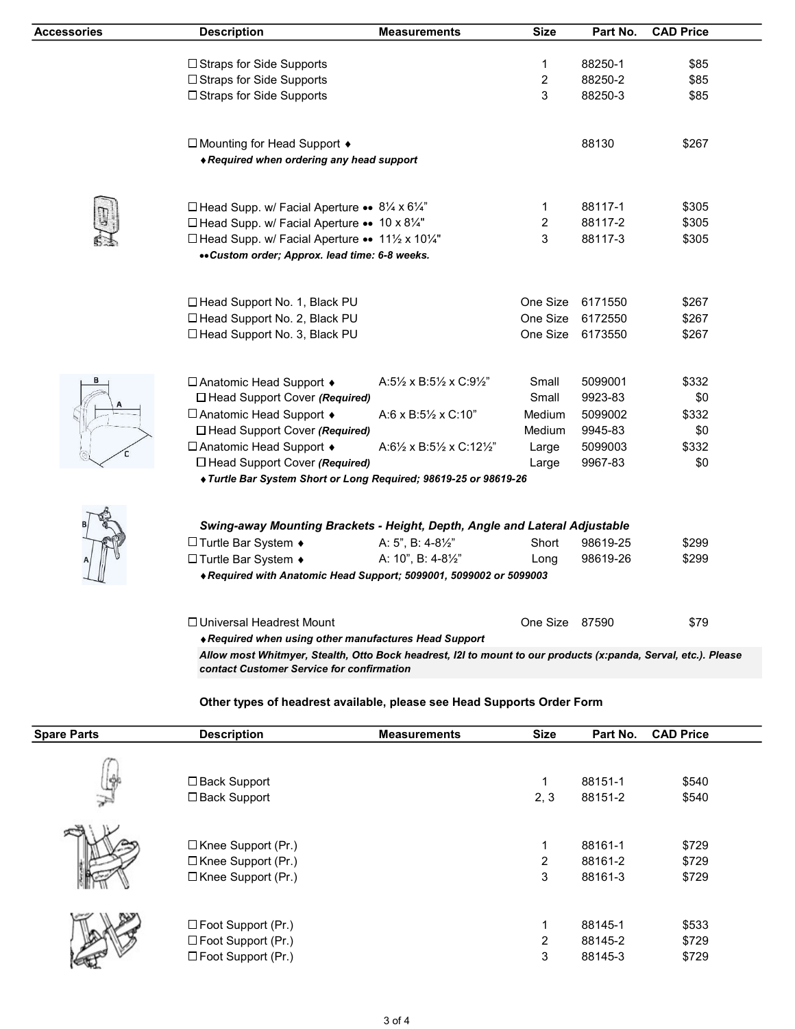| Accessories | Description | Measurements | Size | Part No. | CAD Price |
|---|---|---|---|---|---|
| | ☐ Straps for Side Supports | | 1 | 88250-1 | $85 |
| | ☐ Straps for Side Supports | | 2 | 88250-2 | $85 |
| | ☐ Straps for Side Supports | | 3 | 88250-3 | $85 |
| | ☐ Mounting for Head Support ♦ | | | 88130 | $267 |
| | ♦ ***Required when ordering any head support*** | | | | |
| | ☐ Head Supp. w/ Facial Aperture •• | 8¼ x 6¼" | 1 | 88117-1 | $305 |
| | ☐ Head Supp. w/ Facial Aperture •• | 10 x 8¼" | 2 | 88117-2 | $305 |
| | ☐ Head Supp. w/ Facial Aperture •• | 11½ x 10¼" | 3 | 88117-3 | $305 |
| | ••***Custom order; Approx. lead time: 6-8 weeks.*** | | | | |
| | ☐ Head Support No. 1, Black PU | | One Size | 6171550 | $267 |
| | ☐ Head Support No. 2, Black PU | | One Size | 6172550 | $267 |
| | ☐ Head Support No. 3, Black PU | | One Size | 6173550 | $267 |
| | ☐ Anatomic Head Support ♦ | A:5½ x B:5½ x C:9½" | Small | 5099001 | $332 |
| | ☐ Head Support Cover ***(Required)*** | | Small | 9923-83 | $0 |
| | ☐ Anatomic Head Support ♦ | A:6 x B:5½ x C:10" | Medium | 5099002 | $332 |
| | ☐ Head Support Cover ***(Required)*** | | Medium | 9945-83 | $0 |
| | ☐ Anatomic Head Support ♦ | A:6½ x B:5½ x C:12½" | Large | 5099003 | $332 |
| | ☐ Head Support Cover ***(Required)*** | | Large | 9967-83 | $0 |
| | ♦ ***Turtle Bar System Short or Long Required; 98619-25 or 98619-26*** | | | | |
| | ***Swing-away Mounting Brackets - Height, Depth, Angle and Lateral Adjustable*** | | | | |
| | ☐ Turtle Bar System ♦ | A: 5", B: 4-8½" | Short | 98619-25 | $299 |
| | ☐ Turtle Bar System ♦ | A: 10", B: 4-8½" | Long | 98619-26 | $299 |
| | ♦ ***Required with Anatomic Head Support; 5099001, 5099002 or 5099003*** | | | | |
| | ☐ Universal Headrest Mount | | One Size | 87590 | $79 |
| | ♦ ***Required when using other manufactures Head Support*** | | | | |
| | ***Allow most Whitmyer, Stealth, Otto Bock headrest, I2I to mount to our products (x:panda, Serval, etc.). Please contact Customer Service for confirmation*** | | | | |

**Other types of headrest available, please see Head Supports Order Form**

| Spare Parts | Description | Measurements | Size | Part No. | CAD Price |
|---|---|---|---|---|---|
| | ☐ Back Support | | 1 | 88151-1 | $540 |
| | ☐ Back Support | | 2, 3 | 88151-2 | $540 |
| | ☐ Knee Support (Pr.) | | 1 | 88161-1 | $729 |
| | ☐ Knee Support (Pr.) | | 2 | 88161-2 | $729 |
| | ☐ Knee Support (Pr.) | | 3 | 88161-3 | $729 |
| | ☐ Foot Support (Pr.) | | 1 | 88145-1 | $533 |
| | ☐ Foot Support (Pr.) | | 2 | 88145-2 | $729 |
| | ☐ Foot Support (Pr.) | | 3 | 88145-3 | $729 |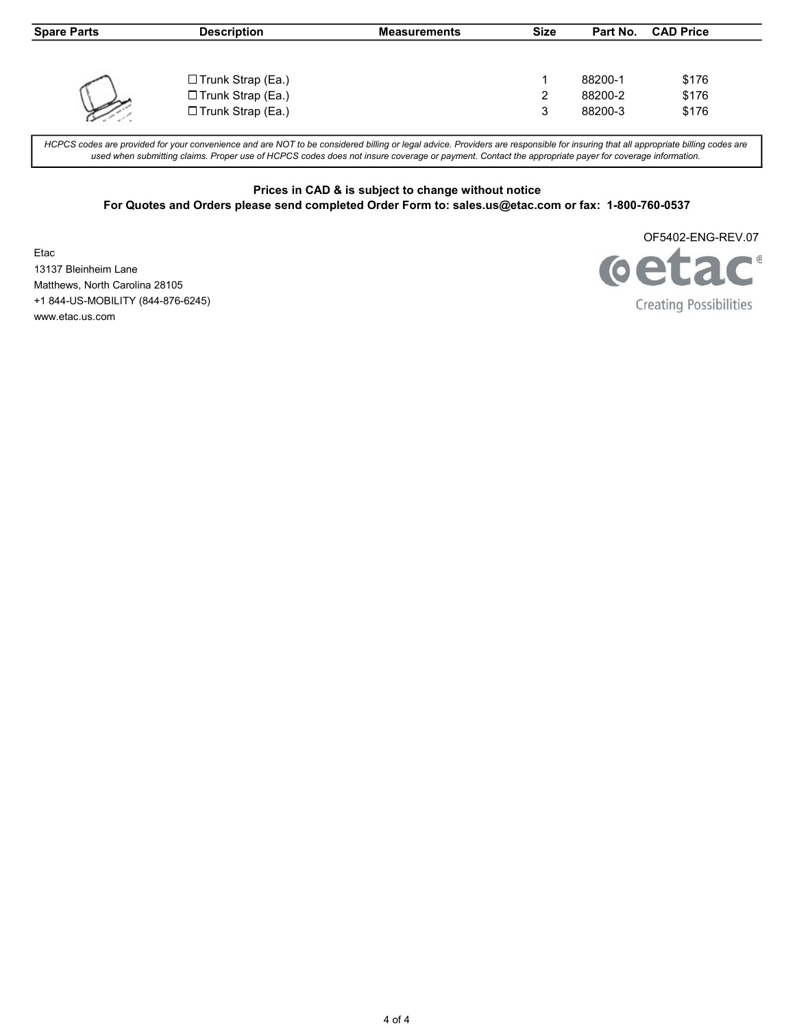| Spare Parts | Description | Measurements | Size | Part No. | CAD Price |
|---|---|---|---|---|---|
| | ☐ Trunk Strap (Ea.) | | 1 | 88200-1 | $176 |
| | ☐ Trunk Strap (Ea.) | | 2 | 88200-2 | $176 |
| | ☐ Trunk Strap (Ea.) | | 3 | 88200-3 | $176 |

*HCPCS codes are provided for your convenience and are NOT to be considered billing or legal advice. Providers are responsible for insuring that all appropriate billing codes are used when submitting claims. Proper use of HCPCS codes does not insure coverage or payment. Contact the appropriate payer for coverage information.*

**Prices in CAD & is subject to change without notice**

**For Quotes and Orders please send completed Order Form to: sales.us@etac.com or fax: 1-800-760-0537**

OF5402-ENG-REV.07

Etac
13137 Bleinheim Lane
Matthews, North Carolina 28105
+1 844-US-MOBILITY (844-876-6245)
www.etac.us.com

etac®
Creating Possibilities